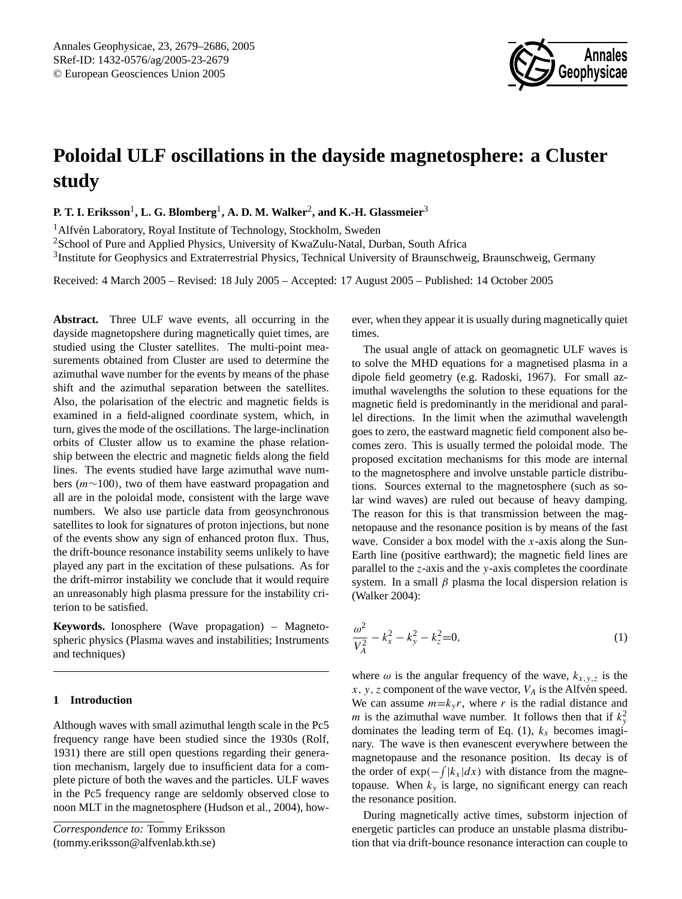# Poloidal ULF oscillations in the dayside magnetosphere: a Cluster study

**P. T. I. Eriksson**[1], **L. G. Blomberg**[1], **A. D. M. Walker**[2], **and K.-H. Glassmeier**[3]

[1]Alfvén Laboratory, Royal Institute of Technology, Stockholm, Sweden

[2]School of Pure and Applied Physics, University of KwaZulu-Natal, Durban, South Africa

[3]Institute for Geophysics and Extraterrestrial Physics, Technical University of Braunschweig, Braunschweig, Germany

Received: 4 March 2005 – Revised: 18 July 2005 – Accepted: 17 August 2005 – Published: 14 October 2005

**Abstract.** Three ULF wave events, all occurring in the dayside magnetopshere during magnetically quiet times, are studied using the Cluster satellites. The multi-point measurements obtained from Cluster are used to determine the azimuthal wave number for the events by means of the phase shift and the azimuthal separation between the satellites. Also, the polarisation of the electric and magnetic fields is examined in a field-aligned coordinate system, which, in turn, gives the mode of the oscillations. The large-inclination orbits of Cluster allow us to examine the phase relationship between the electric and magnetic fields along the field lines. The events studied have large azimuthal wave numbers ($m \sim 100$), two of them have eastward propagation and all are in the poloidal mode, consistent with the large wave numbers. We also use particle data from geosynchronous satellites to look for signatures of proton injections, but none of the events show any sign of enhanced proton flux. Thus, the drift-bounce resonance instability seems unlikely to have played any part in the excitation of these pulsations. As for the drift-mirror instability we conclude that it would require an unreasonably high plasma pressure for the instability criterion to be satisfied.

**Keywords.** Ionosphere (Wave propagation) – Magnetospheric physics (Plasma waves and instabilities; Instruments and techniques)

## 1 Introduction

Although waves with small azimuthal length scale in the Pc5 frequency range have been studied since the 1930s (Rolf, 1931) there are still open questions regarding their generation mechanism, largely due to insufficient data for a complete picture of both the waves and the particles. ULF waves in the Pc5 frequency range are seldomly observed close to noon MLT in the magnetosphere (Hudson et al., 2004), however, when they appear it is usually during magnetically quiet times.

The usual angle of attack on geomagnetic ULF waves is to solve the MHD equations for a magnetised plasma in a dipole field geometry (e.g. Radoski, 1967). For small azimuthal wavelengths the solution to these equations for the magnetic field is predominantly in the meridional and parallel directions. In the limit when the azimuthal wavelength goes to zero, the eastward magnetic field component also becomes zero. This is usually termed the poloidal mode. The proposed excitation mechanisms for this mode are internal to the magnetosphere and involve unstable particle distributions. Sources external to the magnetosphere (such as solar wind waves) are ruled out because of heavy damping. The reason for this is that transmission between the magnetopause and the resonance position is by means of the fast wave. Consider a box model with the $x$-axis along the Sun-Earth line (positive earthward); the magnetic field lines are parallel to the $z$-axis and the $y$-axis completes the coordinate system. In a small $\beta$ plasma the local dispersion relation is (Walker 2004):

$$\frac{\omega^2}{V_A^2} - k_x^2 - k_y^2 - k_z^2 = 0, \tag{1}$$

where $\omega$ is the angular frequency of the wave, $k_{x,y,z}$ is the $x$, $y$, $z$ component of the wave vector, $V_A$ is the Alfvén speed. We can assume $m = k_y r$, where $r$ is the radial distance and $m$ is the azimuthal wave number. It follows then that if $k_y^2$ dominates the leading term of Eq. (1), $k_x$ becomes imaginary. The wave is then evanescent everywhere between the magnetopause and the resonance position. Its decay is of the order of $\exp(-\int |k_x| dx)$ with distance from the magnetopause. When $k_y$ is large, no significant energy can reach the resonance position.

During magnetically active times, substorm injection of energetic particles can produce an unstable plasma distribution that via drift-bounce resonance interaction can couple to

*Correspondence to:* Tommy Eriksson (tommy.eriksson@alfvenlab.kth.se)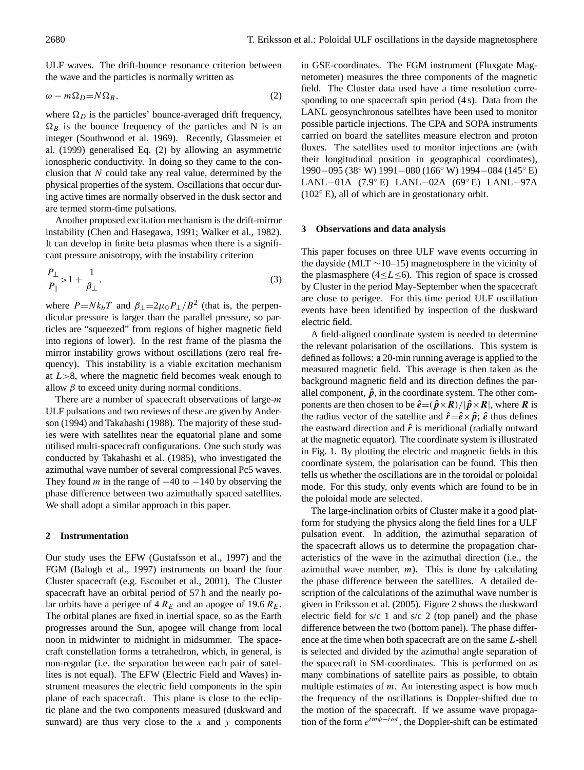ULF waves. The drift-bounce resonance criterion between the wave and the particles is normally written as

$$\omega - m\Omega_D = N\Omega_B, \tag{2}$$

where $\Omega_D$ is the particles' bounce-averaged drift frequency, $\Omega_B$ is the bounce frequency of the particles and N is an integer (Southwood et al. 1969). Recently, Glassmeier et al. (1999) generalised Eq. (2) by allowing an asymmetric ionospheric conductivity. In doing so they came to the conclusion that $N$ could take any real value, determined by the physical properties of the system. Oscillations that occur during active times are normally observed in the dusk sector and are termed storm-time pulsations.

Another proposed excitation mechanism is the drift-mirror instability (Chen and Hasegawa, 1991; Walker et al., 1982). It can develop in finite beta plasmas when there is a significant pressure anisotropy, with the instability criterion

$$\frac{P_\perp}{P_\parallel} > 1 + \frac{1}{\beta_\perp}, \tag{3}$$

where $P = Nk_bT$ and $\beta_\perp = 2\mu_0 P_\perp / B^2$ (that is, the perpendicular pressure is larger than the parallel pressure, so particles are "squeezed" from regions of higher magnetic field into regions of lower). In the rest frame of the plasma the mirror instability grows without oscillations (zero real frequency). This instability is a viable excitation mechanism at $L > 8$, where the magnetic field becomes weak enough to allow $\beta$ to exceed unity during normal conditions.

There are a number of spacecraft observations of large-$m$ ULF pulsations and two reviews of these are given by Anderson (1994) and Takahashi (1988). The majority of these studies were with satellites near the equatorial plane and some utilised multi-spacecraft configurations. One such study was conducted by Takahashi et al. (1985), who investigated the azimuthal wave number of several compressional Pc5 waves. They found $m$ in the range of $-40$ to $-140$ by observing the phase difference between two azimuthally spaced satellites. We shall adopt a similar approach in this paper.

## 2 Instrumentation

Our study uses the EFW (Gustafsson et al., 1997) and the FGM (Balogh et al., 1997) instruments on board the four Cluster spacecraft (e.g. Escoubet et al., 2001). The Cluster spacecraft have an orbital period of 57 h and the nearly polar orbits have a perigee of $4\,R_E$ and an apogee of $19.6\,R_E$. The orbital planes are fixed in inertial space, so as the Earth progresses around the Sun, apogee will change from local noon in midwinter to midnight in midsummer. The spacecraft constellation forms a tetrahedron, which, in general, is non-regular (i.e. the separation between each pair of satellites is not equal). The EFW (Electric Field and Waves) instrument measures the electric field components in the spin plane of each spacecraft. This plane is close to the ecliptic plane and the two components measured (duskward and sunward) are thus very close to the $x$ and $y$ components in GSE-coordinates. The FGM instrument (Fluxgate Magnetometer) measures the three components of the magnetic field. The Cluster data used have a time resolution corresponding to one spacecraft spin period (4 s). Data from the LANL geosynchronous satellites have been used to monitor possible particle injections. The CPA and SOPA instruments carried on board the satellites measure electron and proton fluxes. The satellites used to monitor injections are (with their longitudinal position in geographical coordinates), 1990−095 (38° W) 1991−080 (166° W) 1994−084 (145° E) LANL−01A (7.9° E) LANL−02A (69° E) LANL−97A (102° E), all of which are in geostationary orbit.

## 3 Observations and data analysis

This paper focuses on three ULF wave events occurring in the dayside (MLT ∼10–15) magnetosphere in the vicinity of the plasmasphere ($4 \le L \le 6$). This region of space is crossed by Cluster in the period May-September when the spacecraft are close to perigee. For this time period ULF oscillation events have been identified by inspection of the duskward electric field.

A field-aligned coordinate system is needed to determine the relevant polarisation of the oscillations. This system is defined as follows: a 20-min running average is applied to the measured magnetic field. This average is then taken as the background magnetic field and its direction defines the parallel component, $\hat{\boldsymbol{p}}$, in the coordinate system. The other components are then chosen to be $\hat{\boldsymbol{e}} = (\hat{\boldsymbol{p}} \times \boldsymbol{R}) / |\hat{\boldsymbol{p}} \times \boldsymbol{R}|$, where $\boldsymbol{R}$ is the radius vector of the satellite and $\hat{\boldsymbol{r}} = \hat{\boldsymbol{e}} \times \hat{\boldsymbol{p}}$; $\hat{\boldsymbol{e}}$ thus defines the eastward direction and $\hat{\boldsymbol{r}}$ is meridional (radially outward at the magnetic equator). The coordinate system is illustrated in Fig. 1. By plotting the electric and magnetic fields in this coordinate system, the polarisation can be found. This then tells us whether the oscillations are in the toroidal or poloidal mode. For this study, only events which are found to be in the poloidal mode are selected.

The large-inclination orbits of Cluster make it a good platform for studying the physics along the field lines for a ULF pulsation event. In addition, the azimuthal separation of the spacecraft allows us to determine the propagation characteristics of the wave in the azimuthal direction (i.e., the azimuthal wave number, $m$). This is done by calculating the phase difference between the satellites. A detailed description of the calculations of the azimuthal wave number is given in Eriksson et al. (2005). Figure 2 shows the duskward electric field for s/c 1 and s/c 2 (top panel) and the phase difference between the two (bottom panel). The phase difference at the time when both spacecraft are on the same $L$-shell is selected and divided by the azimuthal angle separation of the spacecraft in SM-coordinates. This is performed on as many combinations of satellite pairs as possible, to obtain multiple estimates of $m$. An interesting aspect is how much the frequency of the oscillations is Doppler-shifted due to the motion of the spacecraft. If we assume wave propagation of the form $e^{im\phi - i\omega t}$, the Doppler-shift can be estimated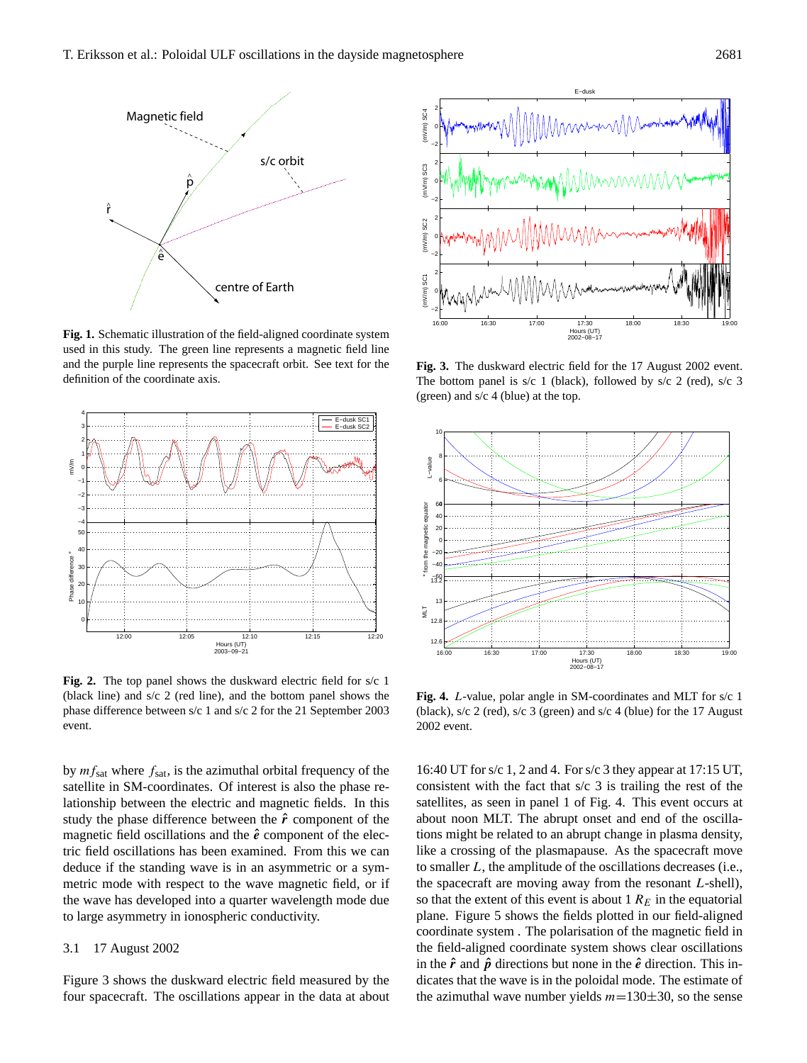**Fig. 1.** Schematic illustration of the field-aligned coordinate system used in this study. The green line represents a magnetic field line and the purple line represents the spacecraft orbit. See text for the definition of the coordinate axis.

**Fig. 2.** The top panel shows the duskward electric field for s/c 1 (black line) and s/c 2 (red line), and the bottom panel shows the phase difference between s/c 1 and s/c 2 for the 21 September 2003 event.

by $mf_{\text{sat}}$ where $f_{\text{sat}}$, is the azimuthal orbital frequency of the satellite in SM-coordinates. Of interest is also the phase relationship between the electric and magnetic fields. In this study the phase difference between the $\hat{\boldsymbol{r}}$ component of the magnetic field oscillations and the $\hat{\boldsymbol{e}}$ component of the electric field oscillations has been examined. From this we can deduce if the standing wave is in an asymmetric or a symmetric mode with respect to the wave magnetic field, or if the wave has developed into a quarter wavelength mode due to large asymmetry in ionospheric conductivity.

### 3.1 17 August 2002

Figure 3 shows the duskward electric field measured by the four spacecraft. The oscillations appear in the data at about 16:40 UT for s/c 1, 2 and 4. For s/c 3 they appear at 17:15 UT, consistent with the fact that s/c 3 is trailing the rest of the satellites, as seen in panel 1 of Fig. 4. This event occurs at about noon MLT. The abrupt onset and end of the oscillations might be related to an abrupt change in plasma density, like a crossing of the plasmapause. As the spacecraft move to smaller $L$, the amplitude of the oscillations decreases (i.e., the spacecraft are moving away from the resonant $L$-shell), so that the extent of this event is about 1 $R_E$ in the equatorial plane. Figure 5 shows the fields plotted in our field-aligned coordinate system . The polarisation of the magnetic field in the field-aligned coordinate system shows clear oscillations in the $\hat{\boldsymbol{r}}$ and $\hat{\boldsymbol{p}}$ directions but none in the $\hat{\boldsymbol{e}}$ direction. This indicates that the wave is in the poloidal mode. The estimate of the azimuthal wave number yields $m$=130±30, so the sense

**Fig. 3.** The duskward electric field for the 17 August 2002 event. The bottom panel is s/c 1 (black), followed by s/c 2 (red), s/c 3 (green) and s/c 4 (blue) at the top.

**Fig. 4.** $L$-value, polar angle in SM-coordinates and MLT for s/c 1 (black), s/c 2 (red), s/c 3 (green) and s/c 4 (blue) for the 17 August 2002 event.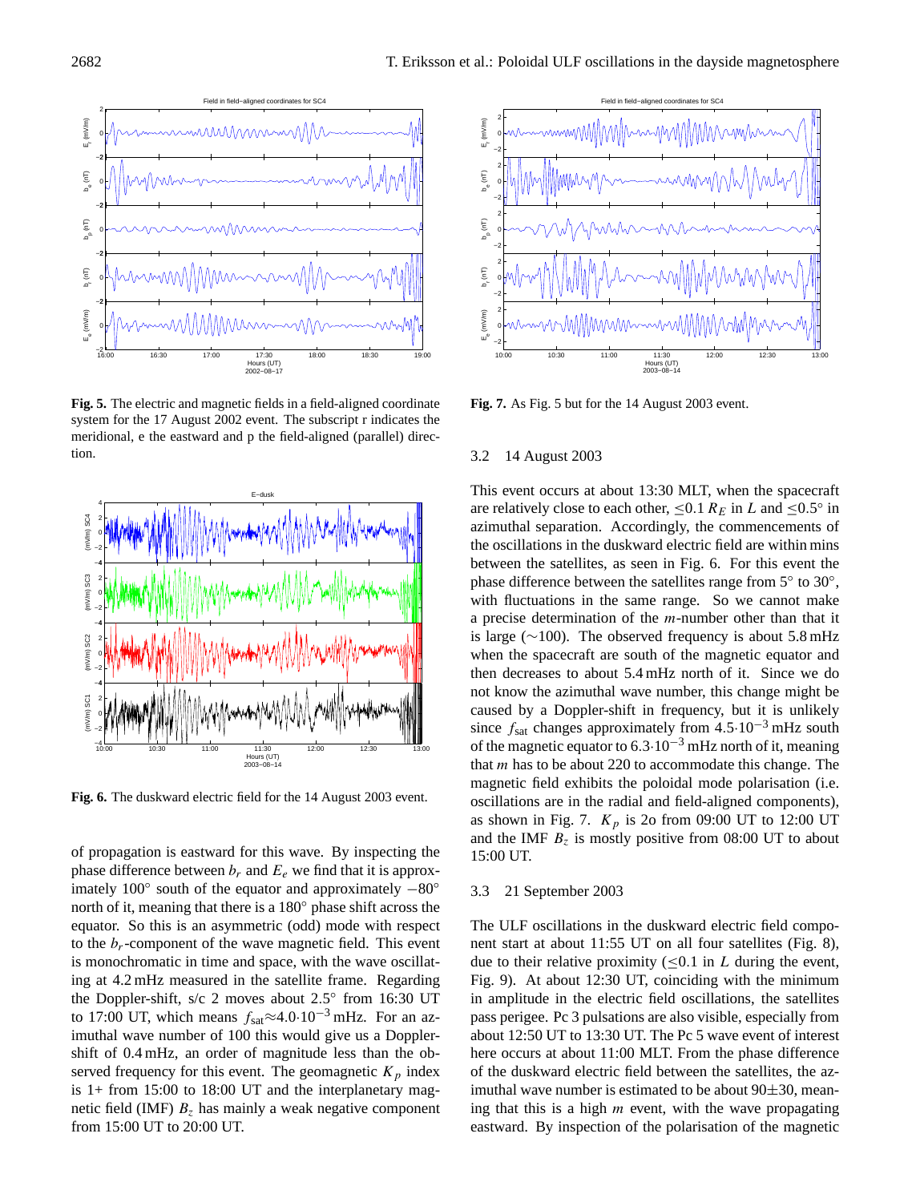**Fig. 5.** The electric and magnetic fields in a field-aligned coordinate system for the 17 August 2002 event. The subscript r indicates the meridional, e the eastward and p the field-aligned (parallel) direction.

**Fig. 6.** The duskward electric field for the 14 August 2003 event.

of propagation is eastward for this wave. By inspecting the phase difference between $b_r$ and $E_e$ we find that it is approximately 100° south of the equator and approximately −80° north of it, meaning that there is a 180° phase shift across the equator. So this is an asymmetric (odd) mode with respect to the $b_r$-component of the wave magnetic field. This event is monochromatic in time and space, with the wave oscillating at 4.2 mHz measured in the satellite frame. Regarding the Doppler-shift, s/c 2 moves about 2.5° from 16:30 UT to 17:00 UT, which means $f_{\text{sat}} \approx 4.0 \cdot 10^{-3}$ mHz. For an azimuthal wave number of 100 this would give us a Doppler-shift of 0.4 mHz, an order of magnitude less than the observed frequency for this event. The geomagnetic $K_p$ index is 1+ from 15:00 to 18:00 UT and the interplanetary magnetic field (IMF) $B_z$ has mainly a weak negative component from 15:00 UT to 20:00 UT.

**Fig. 7.** As Fig. 5 but for the 14 August 2003 event.

### 3.2 14 August 2003

This event occurs at about 13:30 MLT, when the spacecraft are relatively close to each other, $\leq 0.1\ R_E$ in $L$ and $\leq 0.5°$ in azimuthal separation. Accordingly, the commencements of the oscillations in the duskward electric field are within mins between the satellites, as seen in Fig. 6. For this event the phase difference between the satellites range from 5° to 30°, with fluctuations in the same range. So we cannot make a precise determination of the $m$-number other than that it is large (∼100). The observed frequency is about 5.8 mHz when the spacecraft are south of the magnetic equator and then decreases to about 5.4 mHz north of it. Since we do not know the azimuthal wave number, this change might be caused by a Doppler-shift in frequency, but it is unlikely since $f_{\text{sat}}$ changes approximately from $4.5 \cdot 10^{-3}$ mHz south of the magnetic equator to $6.3 \cdot 10^{-3}$ mHz north of it, meaning that $m$ has to be about 220 to accommodate this change. The magnetic field exhibits the poloidal mode polarisation (i.e. oscillations are in the radial and field-aligned components), as shown in Fig. 7. $K_p$ is 2o from 09:00 UT to 12:00 UT and the IMF $B_z$ is mostly positive from 08:00 UT to about 15:00 UT.

### 3.3 21 September 2003

The ULF oscillations in the duskward electric field component start at about 11:55 UT on all four satellites (Fig. 8), due to their relative proximity ($\leq 0.1$ in $L$ during the event, Fig. 9). At about 12:30 UT, coinciding with the minimum in amplitude in the electric field oscillations, the satellites pass perigee. Pc 3 pulsations are also visible, especially from about 12:50 UT to 13:30 UT. The Pc 5 wave event of interest here occurs at about 11:00 MLT. From the phase difference of the duskward electric field between the satellites, the azimuthal wave number is estimated to be about 90±30, meaning that this is a high $m$ event, with the wave propagating eastward. By inspection of the polarisation of the magnetic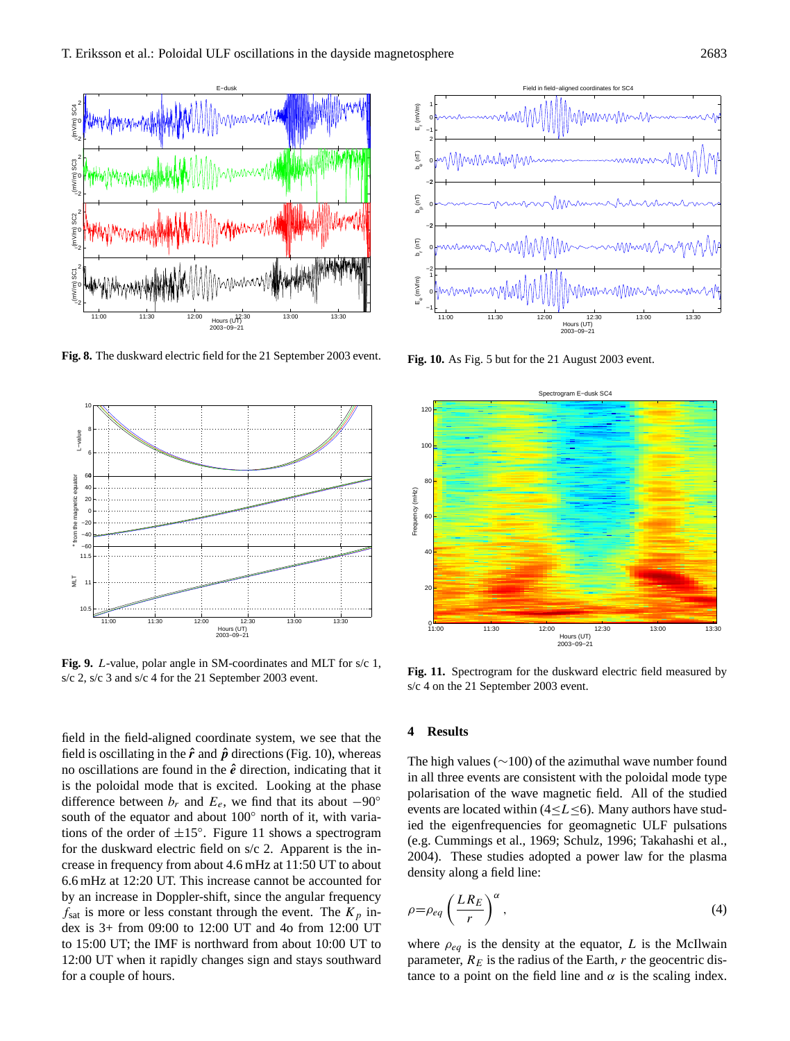**Fig. 8.** The duskward electric field for the 21 September 2003 event.

**Fig. 10.** As Fig. 5 but for the 21 August 2003 event.

**Fig. 9.** $L$-value, polar angle in SM-coordinates and MLT for s/c 1, s/c 2, s/c 3 and s/c 4 for the 21 September 2003 event.

**Fig. 11.** Spectrogram for the duskward electric field measured by s/c 4 on the 21 September 2003 event.

field in the field-aligned coordinate system, we see that the field is oscillating in the $\hat{\boldsymbol{r}}$ and $\hat{\boldsymbol{p}}$ directions (Fig. 10), whereas no oscillations are found in the $\hat{\boldsymbol{e}}$ direction, indicating that it is the poloidal mode that is excited. Looking at the phase difference between $b_r$ and $E_e$, we find that its about $-90°$ south of the equator and about $100°$ north of it, with variations of the order of $\pm 15°$. Figure 11 shows a spectrogram for the duskward electric field on s/c 2. Apparent is the increase in frequency from about 4.6 mHz at 11:50 UT to about 6.6 mHz at 12:20 UT. This increase cannot be accounted for by an increase in Doppler-shift, since the angular frequency $f_{\mathrm{sat}}$ is more or less constant through the event. The $K_p$ index is 3+ from 09:00 to 12:00 UT and 4o from 12:00 UT to 15:00 UT; the IMF is northward from about 10:00 UT to 12:00 UT when it rapidly changes sign and stays southward for a couple of hours.

## 4 Results

The high values ($\sim$100) of the azimuthal wave number found in all three events are consistent with the poloidal mode type polarisation of the wave magnetic field. All of the studied events are located within ($4 \leq L \leq 6$). Many authors have studied the eigenfrequencies for geomagnetic ULF pulsations (e.g. Cummings et al., 1969; Schulz, 1996; Takahashi et al., 2004). These studies adopted a power law for the plasma density along a field line:

$$\rho = \rho_{eq} \left( \frac{L R_E}{r} \right)^{\alpha}, \tag{4}$$

where $\rho_{eq}$ is the density at the equator, $L$ is the McIlwain parameter, $R_E$ is the radius of the Earth, $r$ the geocentric distance to a point on the field line and $\alpha$ is the scaling index.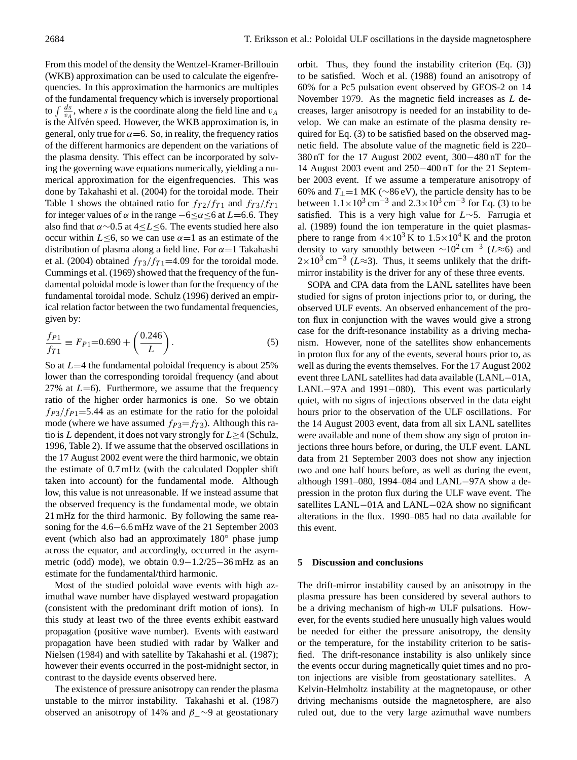From this model of the density the Wentzel-Kramer-Brillouin (WKB) approximation can be used to calculate the eigenfrequencies. In this approximation the harmonics are multiples of the fundamental frequency which is inversely proportional to $\int \frac{ds}{v_A}$, where $s$ is the coordinate along the field line and $v_A$ is the Alfvén speed. However, the WKB approximation is, in general, only true for $\alpha$=6. So, in reality, the frequency ratios of the different harmonics are dependent on the variations of the plasma density. This effect can be incorporated by solving the governing wave equations numerically, yielding a numerical approximation for the eigenfrequencies. This was done by Takahashi et al. (2004) for the toroidal mode. Their Table 1 shows the obtained ratio for $f_{T2}/f_{T1}$ and $f_{T3}/f_{T1}$ for integer values of $\alpha$ in the range $-6 \leq \alpha \leq 6$ at $L$=6.6. They also find that $\alpha \sim 0.5$ at $4 \leq L \leq 6$. The events studied here also occur within $L \leq 6$, so we can use $\alpha$=1 as an estimate of the distribution of plasma along a field line. For $\alpha$=1 Takahashi et al. (2004) obtained $f_{T3}/f_{T1}$=4.09 for the toroidal mode. Cummings et al. (1969) showed that the frequency of the fundamental poloidal mode is lower than for the frequency of the fundamental toroidal mode. Schulz (1996) derived an empirical relation factor between the two fundamental frequencies, given by:

$$\frac{f_{P1}}{f_{T1}} \equiv F_{P1} = 0.690 + \left(\frac{0.246}{L}\right). \tag{5}$$

So at $L$=4 the fundamental poloidal frequency is about 25% lower than the corresponding toroidal frequency (and about 27% at $L$=6). Furthermore, we assume that the frequency ratio of the higher order harmonics is one. So we obtain $f_{P3}/f_{P1}$=5.44 as an estimate for the ratio for the poloidal mode (where we have assumed $f_{P3}=f_{T3}$). Although this ratio is $L$ dependent, it does not vary strongly for $L \geq 4$ (Schulz, 1996, Table 2). If we assume that the observed oscillations in the 17 August 2002 event were the third harmonic, we obtain the estimate of 0.7 mHz (with the calculated Doppler shift taken into account) for the fundamental mode. Although low, this value is not unreasonable. If we instead assume that the observed frequency is the fundamental mode, we obtain 21 mHz for the third harmonic. By following the same reasoning for the 4.6−6.6 mHz wave of the 21 September 2003 event (which also had an approximately 180° phase jump across the equator, and accordingly, occurred in the asymmetric (odd) mode), we obtain 0.9−1.2/25−36 mHz as an estimate for the fundamental/third harmonic.

Most of the studied poloidal wave events with high azimuthal wave number have displayed westward propagation (consistent with the predominant drift motion of ions). In this study at least two of the three events exhibit eastward propagation (positive wave number). Events with eastward propagation have been studied with radar by Walker and Nielsen (1984) and with satellite by Takahashi et al. (1987); however their events occurred in the post-midnight sector, in contrast to the dayside events observed here.

The existence of pressure anisotropy can render the plasma unstable to the mirror instability. Takahashi et al. (1987) observed an anisotropy of 14% and $\beta_\perp \sim 9$ at geostationary orbit. Thus, they found the instability criterion (Eq. (3)) to be satisfied. Woch et al. (1988) found an anisotropy of 60% for a Pc5 pulsation event observed by GEOS-2 on 14 November 1979. As the magnetic field increases as $L$ decreases, larger anisotropy is needed for an instability to develop. We can make an estimate of the plasma density required for Eq. (3) to be satisfied based on the observed magnetic field. The absolute value of the magnetic field is 220–380 nT for the 17 August 2002 event, 300−480 nT for the 14 August 2003 event and 250−400 nT for the 21 September 2003 event. If we assume a temperature anisotropy of 60% and $T_\perp$=1 MK (∼86 eV), the particle density has to be between $1.1\times10^3$ cm$^{-3}$ and $2.3\times10^3$ cm$^{-3}$ for Eq. (3) to be satisfied. This is a very high value for $L\sim5$. Farrugia et al. (1989) found the ion temperature in the quiet plasmasphere to range from $4\times10^3$ K to $1.5\times10^4$ K and the proton density to vary smoothly between $\sim10^2$ cm$^{-3}$ ($L\approx6$) and $2\times10^3$ cm$^{-3}$ ($L\approx3$). Thus, it seems unlikely that the drift-mirror instability is the driver for any of these three events.

SOPA and CPA data from the LANL satellites have been studied for signs of proton injections prior to, or during, the observed ULF events. An observed enhancement of the proton flux in conjunction with the waves would give a strong case for the drift-resonance instability as a driving mechanism. However, none of the satellites show enhancements in proton flux for any of the events, several hours prior to, as well as during the events themselves. For the 17 August 2002 event three LANL satellites had data available (LANL−01A, LANL−97A and 1991−080). This event was particularly quiet, with no signs of injections observed in the data eight hours prior to the observation of the ULF oscillations. For the 14 August 2003 event, data from all six LANL satellites were available and none of them show any sign of proton injections three hours before, or during, the ULF event. LANL data from 21 September 2003 does not show any injection two and one half hours before, as well as during the event, although 1991–080, 1994–084 and LANL−97A show a depression in the proton flux during the ULF wave event. The satellites LANL−01A and LANL−02A show no significant alterations in the flux. 1990–085 had no data available for this event.

## 5 Discussion and conclusions

The drift-mirror instability caused by an anisotropy in the plasma pressure has been considered by several authors to be a driving mechanism of high-$m$ ULF pulsations. However, for the events studied here unusually high values would be needed for either the pressure anisotropy, the density or the temperature, for the instability criterion to be satisfied. The drift-resonance instability is also unlikely since the events occur during magnetically quiet times and no proton injections are visible from geostationary satellites. A Kelvin-Helmholtz instability at the magnetopause, or other driving mechanisms outside the magnetosphere, are also ruled out, due to the very large azimuthal wave numbers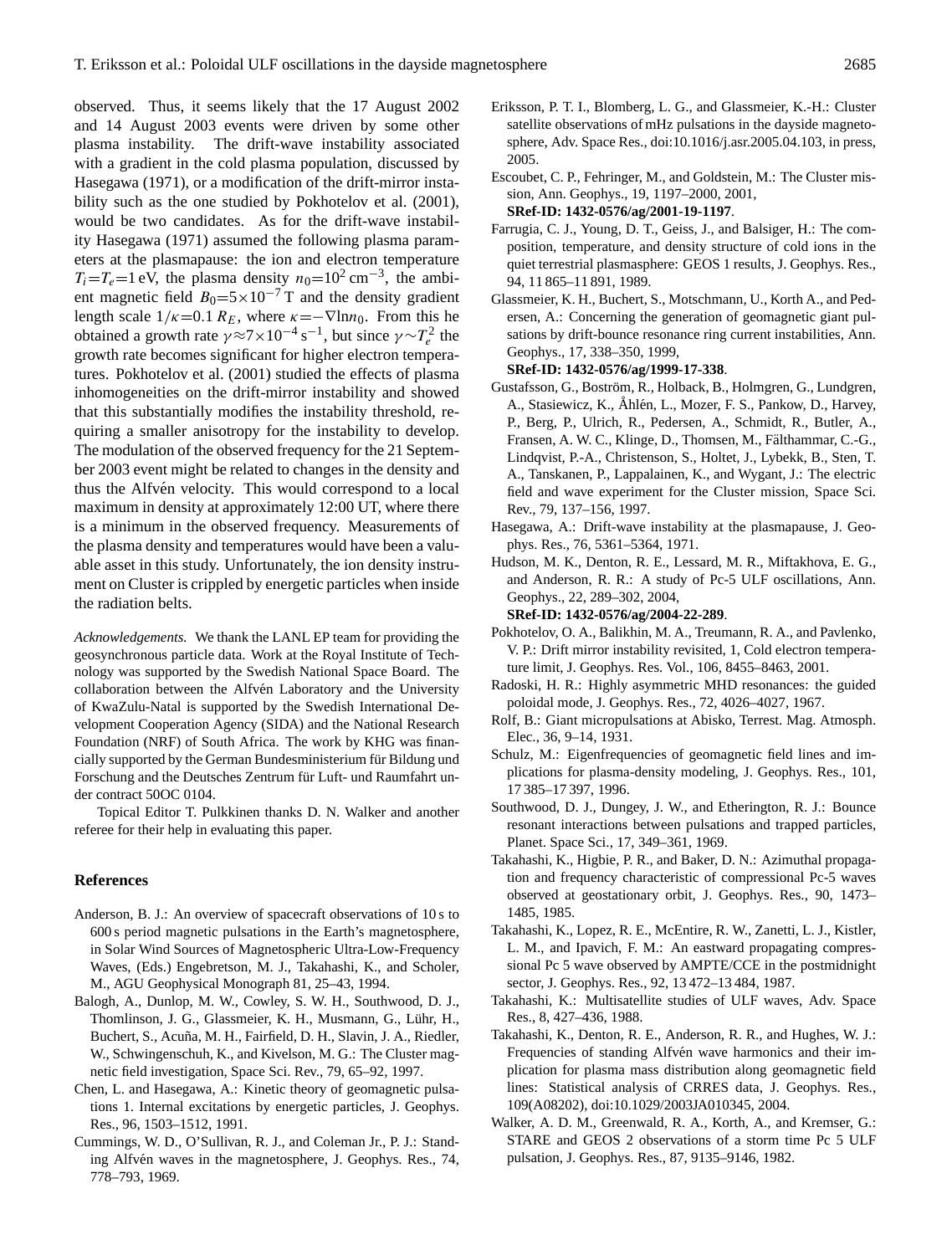observed. Thus, it seems likely that the 17 August 2002 and 14 August 2003 events were driven by some other plasma instability. The drift-wave instability associated with a gradient in the cold plasma population, discussed by Hasegawa (1971), or a modification of the drift-mirror instability such as the one studied by Pokhotelov et al. (2001), would be two candidates. As for the drift-wave instability Hasegawa (1971) assumed the following plasma parameters at the plasmapause: the ion and electron temperature $T_i = T_e = 1$ eV, the plasma density $n_0 = 10^2$ cm$^{-3}$, the ambient magnetic field $B_0 = 5 \times 10^{-7}$ T and the density gradient length scale $1/\kappa = 0.1\,R_E$, where $\kappa = -\nabla \ln n_0$. From this he obtained a growth rate $\gamma \approx 7 \times 10^{-4}$ s$^{-1}$, but since $\gamma \sim T_e^2$ the growth rate becomes significant for higher electron temperatures. Pokhotelov et al. (2001) studied the effects of plasma inhomogeneities on the drift-mirror instability and showed that this substantially modifies the instability threshold, requiring a smaller anisotropy for the instability to develop. The modulation of the observed frequency for the 21 September 2003 event might be related to changes in the density and thus the Alfvén velocity. This would correspond to a local maximum in density at approximately 12:00 UT, where there is a minimum in the observed frequency. Measurements of the plasma density and temperatures would have been a valuable asset in this study. Unfortunately, the ion density instrument on Cluster is crippled by energetic particles when inside the radiation belts.

*Acknowledgements.* We thank the LANL EP team for providing the geosynchronous particle data. Work at the Royal Institute of Technology was supported by the Swedish National Space Board. The collaboration between the Alfvén Laboratory and the University of KwaZulu-Natal is supported by the Swedish International Development Cooperation Agency (SIDA) and the National Research Foundation (NRF) of South Africa. The work by KHG was financially supported by the German Bundesministerium für Bildung und Forschung and the Deutsches Zentrum für Luft- und Raumfahrt under contract 50OC 0104.

Topical Editor T. Pulkkinen thanks D. N. Walker and another referee for their help in evaluating this paper.

## References

Anderson, B. J.: An overview of spacecraft observations of 10 s to 600 s period magnetic pulsations in the Earth's magnetosphere, in Solar Wind Sources of Magnetospheric Ultra-Low-Frequency Waves, (Eds.) Engebretson, M. J., Takahashi, K., and Scholer, M., AGU Geophysical Monograph 81, 25–43, 1994.

Balogh, A., Dunlop, M. W., Cowley, S. W. H., Southwood, D. J., Thomlinson, J. G., Glassmeier, K. H., Musmann, G., Lühr, H., Buchert, S., Acuña, M. H., Fairfield, D. H., Slavin, J. A., Riedler, W., Schwingenschuh, K., and Kivelson, M. G.: The Cluster magnetic field investigation, Space Sci. Rev., 79, 65–92, 1997.

Chen, L. and Hasegawa, A.: Kinetic theory of geomagnetic pulsations 1. Internal excitations by energetic particles, J. Geophys. Res., 96, 1503–1512, 1991.

Cummings, W. D., O'Sullivan, R. J., and Coleman Jr., P. J.: Standing Alfvén waves in the magnetosphere, J. Geophys. Res., 74, 778–793, 1969.

Eriksson, P. T. I., Blomberg, L. G., and Glassmeier, K.-H.: Cluster satellite observations of mHz pulsations in the dayside magnetosphere, Adv. Space Res., doi:10.1016/j.asr.2005.04.103, in press, 2005.

Escoubet, C. P., Fehringer, M., and Goldstein, M.: The Cluster mission, Ann. Geophys., 19, 1197–2000, 2001, **SRef-ID: 1432-0576/ag/2001-19-1197**.

Farrugia, C. J., Young, D. T., Geiss, J., and Balsiger, H.: The composition, temperature, and density structure of cold ions in the quiet terrestrial plasmasphere: GEOS 1 results, J. Geophys. Res., 94, 11 865–11 891, 1989.

Glassmeier, K. H., Buchert, S., Motschmann, U., Korth A., and Pedersen, A.: Concerning the generation of geomagnetic giant pulsations by drift-bounce resonance ring current instabilities, Ann. Geophys., 17, 338–350, 1999, **SRef-ID: 1432-0576/ag/1999-17-338**.

Gustafsson, G., Boström, R., Holback, B., Holmgren, G., Lundgren, A., Stasiewicz, K., Åhlén, L., Mozer, F. S., Pankow, D., Harvey, P., Berg, P., Ulrich, R., Pedersen, A., Schmidt, R., Butler, A., Fransen, A. W. C., Klinge, D., Thomsen, M., Fälthammar, C.-G., Lindqvist, P.-A., Christenson, S., Holtet, J., Lybekk, B., Sten, T. A., Tanskanen, P., Lappalainen, K., and Wygant, J.: The electric field and wave experiment for the Cluster mission, Space Sci. Rev., 79, 137–156, 1997.

Hasegawa, A.: Drift-wave instability at the plasmapause, J. Geophys. Res., 76, 5361–5364, 1971.

Hudson, M. K., Denton, R. E., Lessard, M. R., Miftakhova, E. G., and Anderson, R. R.: A study of Pc-5 ULF oscillations, Ann. Geophys., 22, 289–302, 2004, **SRef-ID: 1432-0576/ag/2004-22-289**.

Pokhotelov, O. A., Balikhin, M. A., Treumann, R. A., and Pavlenko, V. P.: Drift mirror instability revisited, 1, Cold electron temperature limit, J. Geophys. Res. Vol., 106, 8455–8463, 2001.

Radoski, H. R.: Highly asymmetric MHD resonances: the guided poloidal mode, J. Geophys. Res., 72, 4026–4027, 1967.

Rolf, B.: Giant micropulsations at Abisko, Terrest. Mag. Atmosph. Elec., 36, 9–14, 1931.

Schulz, M.: Eigenfrequencies of geomagnetic field lines and implications for plasma-density modeling, J. Geophys. Res., 101, 17 385–17 397, 1996.

Southwood, D. J., Dungey, J. W., and Etherington, R. J.: Bounce resonant interactions between pulsations and trapped particles, Planet. Space Sci., 17, 349–361, 1969.

Takahashi, K., Higbie, P. R., and Baker, D. N.: Azimuthal propagation and frequency characteristic of compressional Pc-5 waves observed at geostationary orbit, J. Geophys. Res., 90, 1473–1485, 1985.

Takahashi, K., Lopez, R. E., McEntire, R. W., Zanetti, L. J., Kistler, L. M., and Ipavich, F. M.: An eastward propagating compressional Pc 5 wave observed by AMPTE/CCE in the postmidnight sector, J. Geophys. Res., 92, 13 472–13 484, 1987.

Takahashi, K.: Multisatellite studies of ULF waves, Adv. Space Res., 8, 427–436, 1988.

Takahashi, K., Denton, R. E., Anderson, R. R., and Hughes, W. J.: Frequencies of standing Alfvén wave harmonics and their implication for plasma mass distribution along geomagnetic field lines: Statistical analysis of CRRES data, J. Geophys. Res., 109(A08202), doi:10.1029/2003JA010345, 2004.

Walker, A. D. M., Greenwald, R. A., Korth, A., and Kremser, G.: STARE and GEOS 2 observations of a storm time Pc 5 ULF pulsation, J. Geophys. Res., 87, 9135–9146, 1982.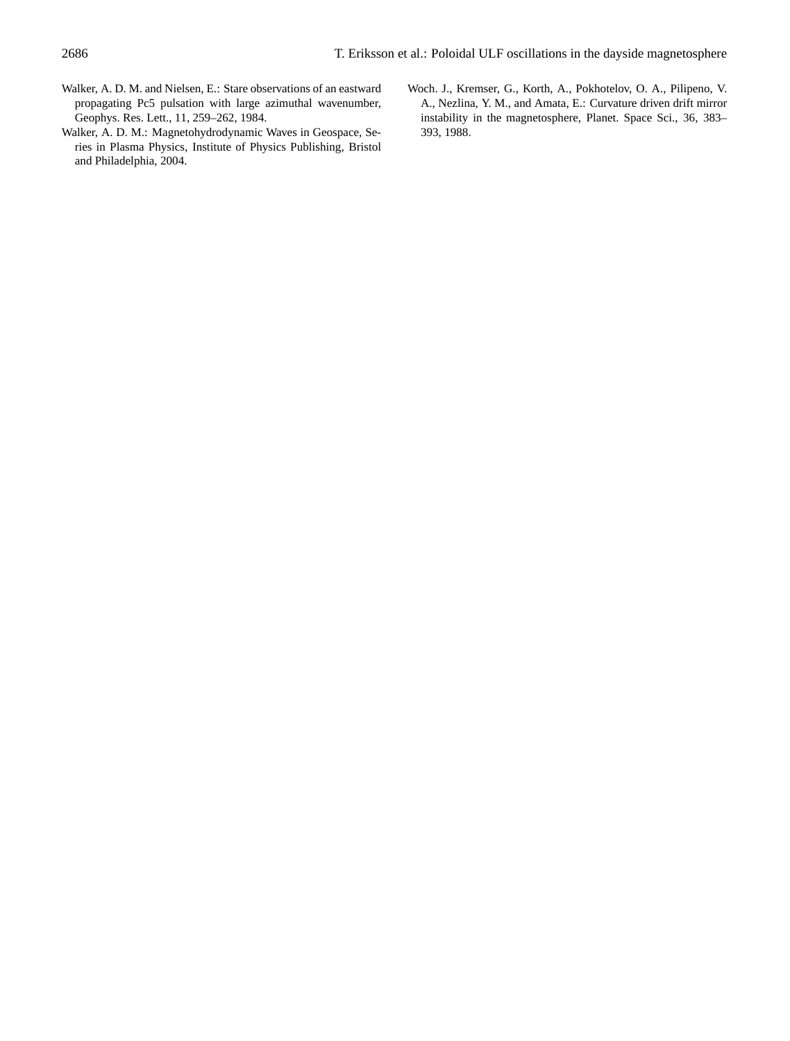Walker, A. D. M. and Nielsen, E.: Stare observations of an eastward propagating Pc5 pulsation with large azimuthal wavenumber, Geophys. Res. Lett., 11, 259–262, 1984.

Walker, A. D. M.: Magnetohydrodynamic Waves in Geospace, Series in Plasma Physics, Institute of Physics Publishing, Bristol and Philadelphia, 2004.

Woch. J., Kremser, G., Korth, A., Pokhotelov, O. A., Pilipeno, V. A., Nezlina, Y. M., and Amata, E.: Curvature driven drift mirror instability in the magnetosphere, Planet. Space Sci., 36, 383–393, 1988.